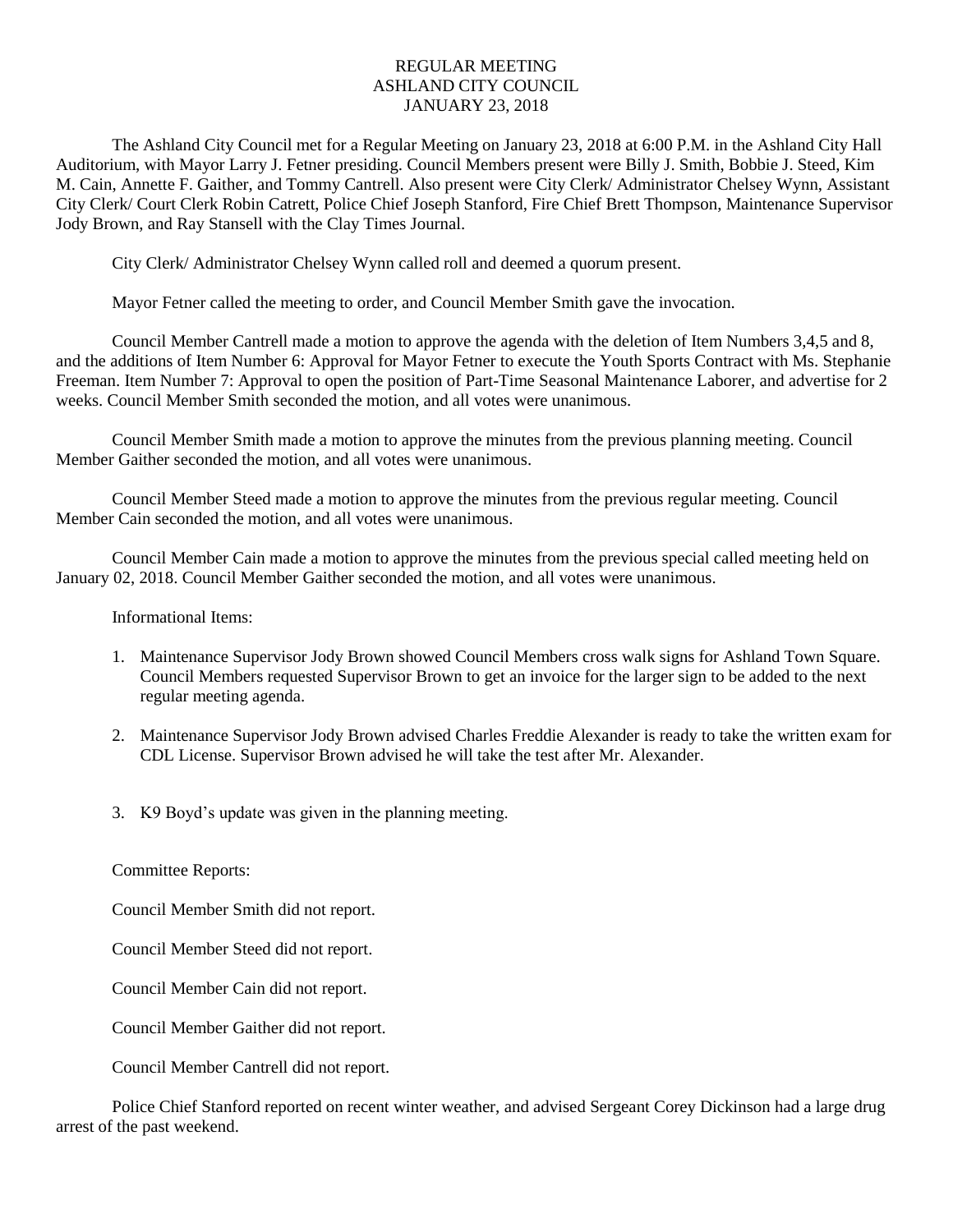# REGULAR MEETING
# ASHLAND CITY COUNCIL
# JANUARY 23, 2018

The Ashland City Council met for a Regular Meeting on January 23, 2018 at 6:00 P.M. in the Ashland City Hall Auditorium, with Mayor Larry J. Fetner presiding. Council Members present were Billy J. Smith, Bobbie J. Steed, Kim M. Cain, Annette F. Gaither, and Tommy Cantrell. Also present were City Clerk/ Administrator Chelsey Wynn, Assistant City Clerk/ Court Clerk Robin Catrett, Police Chief Joseph Stanford, Fire Chief Brett Thompson, Maintenance Supervisor Jody Brown, and Ray Stansell with the Clay Times Journal.

City Clerk/ Administrator Chelsey Wynn called roll and deemed a quorum present.

Mayor Fetner called the meeting to order, and Council Member Smith gave the invocation.

Council Member Cantrell made a motion to approve the agenda with the deletion of Item Numbers 3,4,5 and 8, and the additions of Item Number 6: Approval for Mayor Fetner to execute the Youth Sports Contract with Ms. Stephanie Freeman. Item Number 7: Approval to open the position of Part-Time Seasonal Maintenance Laborer, and advertise for 2 weeks. Council Member Smith seconded the motion, and all votes were unanimous.

Council Member Smith made a motion to approve the minutes from the previous planning meeting. Council Member Gaither seconded the motion, and all votes were unanimous.

Council Member Steed made a motion to approve the minutes from the previous regular meeting. Council Member Cain seconded the motion, and all votes were unanimous.

Council Member Cain made a motion to approve the minutes from the previous special called meeting held on January 02, 2018. Council Member Gaither seconded the motion, and all votes were unanimous.

Informational Items:

1. Maintenance Supervisor Jody Brown showed Council Members cross walk signs for Ashland Town Square. Council Members requested Supervisor Brown to get an invoice for the larger sign to be added to the next regular meeting agenda.

2. Maintenance Supervisor Jody Brown advised Charles Freddie Alexander is ready to take the written exam for CDL License. Supervisor Brown advised he will take the test after Mr. Alexander.

3. K9 Boyd's update was given in the planning meeting.

Committee Reports:

Council Member Smith did not report.

Council Member Steed did not report.

Council Member Cain did not report.

Council Member Gaither did not report.

Council Member Cantrell did not report.

Police Chief Stanford reported on recent winter weather, and advised Sergeant Corey Dickinson had a large drug arrest of the past weekend.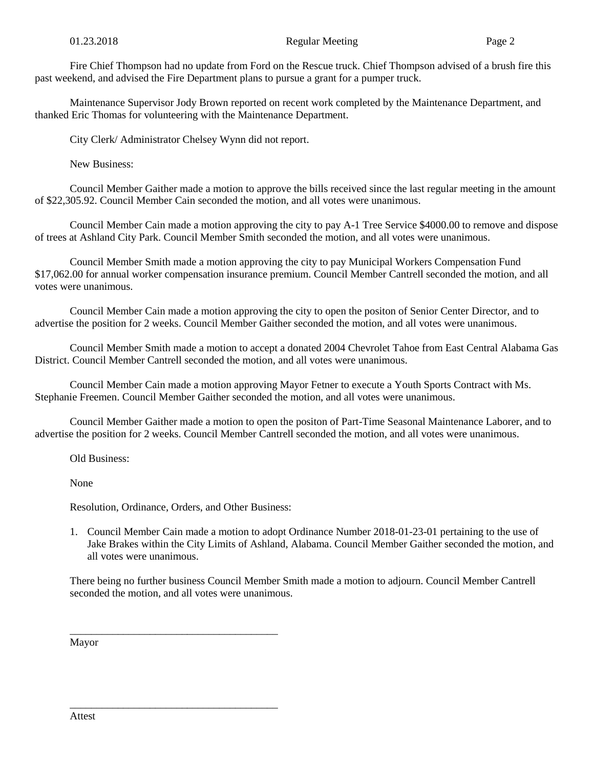Fire Chief Thompson had no update from Ford on the Rescue truck. Chief Thompson advised of a brush fire this past weekend, and advised the Fire Department plans to pursue a grant for a pumper truck.

Maintenance Supervisor Jody Brown reported on recent work completed by the Maintenance Department, and thanked Eric Thomas for volunteering with the Maintenance Department.

City Clerk/ Administrator Chelsey Wynn did not report.

New Business:

Council Member Gaither made a motion to approve the bills received since the last regular meeting in the amount of $22,305.92. Council Member Cain seconded the motion, and all votes were unanimous.

Council Member Cain made a motion approving the city to pay A-1 Tree Service $4000.00 to remove and dispose of trees at Ashland City Park. Council Member Smith seconded the motion, and all votes were unanimous.

Council Member Smith made a motion approving the city to pay Municipal Workers Compensation Fund $17,062.00 for annual worker compensation insurance premium. Council Member Cantrell seconded the motion, and all votes were unanimous.

Council Member Cain made a motion approving the city to open the positon of Senior Center Director, and to advertise the position for 2 weeks. Council Member Gaither seconded the motion, and all votes were unanimous.

Council Member Smith made a motion to accept a donated 2004 Chevrolet Tahoe from East Central Alabama Gas District. Council Member Cantrell seconded the motion, and all votes were unanimous.

Council Member Cain made a motion approving Mayor Fetner to execute a Youth Sports Contract with Ms. Stephanie Freemen. Council Member Gaither seconded the motion, and all votes were unanimous.

Council Member Gaither made a motion to open the positon of Part-Time Seasonal Maintenance Laborer, and to advertise the position for 2 weeks. Council Member Cantrell seconded the motion, and all votes were unanimous.

Old Business:

None

Resolution, Ordinance, Orders, and Other Business:

1. Council Member Cain made a motion to adopt Ordinance Number 2018-01-23-01 pertaining to the use of Jake Brakes within the City Limits of Ashland, Alabama. Council Member Gaither seconded the motion, and all votes were unanimous.

There being no further business Council Member Smith made a motion to adjourn. Council Member Cantrell seconded the motion, and all votes were unanimous.

\_\_\_\_\_\_\_\_\_\_\_\_\_\_\_\_\_\_\_\_\_\_\_\_\_\_\_\_\_\_\_\_\_\_\_\_\_\_\_\_

Mayor

\_\_\_\_\_\_\_\_\_\_\_\_\_\_\_\_\_\_\_\_\_\_\_\_\_\_\_\_\_\_\_\_\_\_\_\_\_\_\_\_

Attest